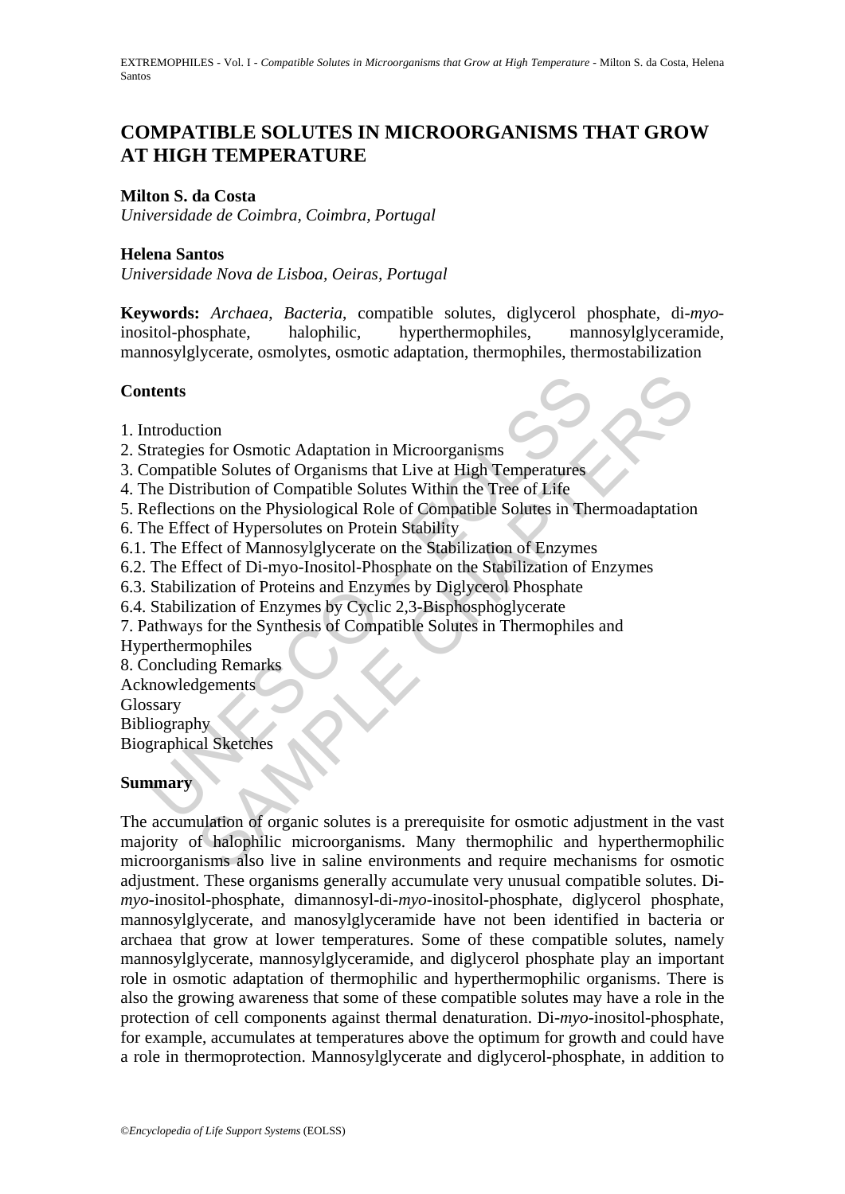# COMPATIBLE SOLUTES IN MICROORGANISMS THAT GROW AT HIGH TEMPERATURE

**Milton S. da Costa**
*Universidade de Coimbra, Coimbra, Portugal*

**Helena Santos**
*Universidade Nova de Lisboa, Oeiras, Portugal*

**Keywords:** *Archaea*, *Bacteria*, compatible solutes, diglycerol phosphate, di-*myo*-inositol-phosphate, halophilic, hyperthermophiles, mannosylglyceramide, mannosylglycerate, osmolytes, osmotic adaptation, thermophiles, thermostabilization

## Contents

1. Introduction
2. Strategies for Osmotic Adaptation in Microorganisms
3. Compatible Solutes of Organisms that Live at High Temperatures
4. The Distribution of Compatible Solutes Within the Tree of Life
5. Reflections on the Physiological Role of Compatible Solutes in Thermoadaptation
6. The Effect of Hypersolutes on Protein Stability
6.1. The Effect of Mannosylglycerate on the Stabilization of Enzymes
6.2. The Effect of Di-myo-Inositol-Phosphate on the Stabilization of Enzymes
6.3. Stabilization of Proteins and Enzymes by Diglycerol Phosphate
6.4. Stabilization of Enzymes by Cyclic 2,3-Bisphosphoglycerate
7. Pathways for the Synthesis of Compatible Solutes in Thermophiles and Hyperthermophiles
8. Concluding Remarks
Acknowledgements
Glossary
Bibliography
Biographical Sketches

## Summary

The accumulation of organic solutes is a prerequisite for osmotic adjustment in the vast majority of halophilic microorganisms. Many thermophilic and hyperthermophilic microorganisms also live in saline environments and require mechanisms for osmotic adjustment. These organisms generally accumulate very unusual compatible solutes. Di-*myo*-inositol-phosphate, dimannosyl-di-*myo*-inositol-phosphate, diglycerol phosphate, mannosylglycerate, and manosylglyceramide have not been identified in bacteria or archaea that grow at lower temperatures. Some of these compatible solutes, namely mannosylglycerate, mannosylglyceramide, and diglycerol phosphate play an important role in osmotic adaptation of thermophilic and hyperthermophilic organisms. There is also the growing awareness that some of these compatible solutes may have a role in the protection of cell components against thermal denaturation. Di-*myo*-inositol-phosphate, for example, accumulates at temperatures above the optimum for growth and could have a role in thermoprotection. Mannosylglycerate and diglycerol-phosphate, in addition to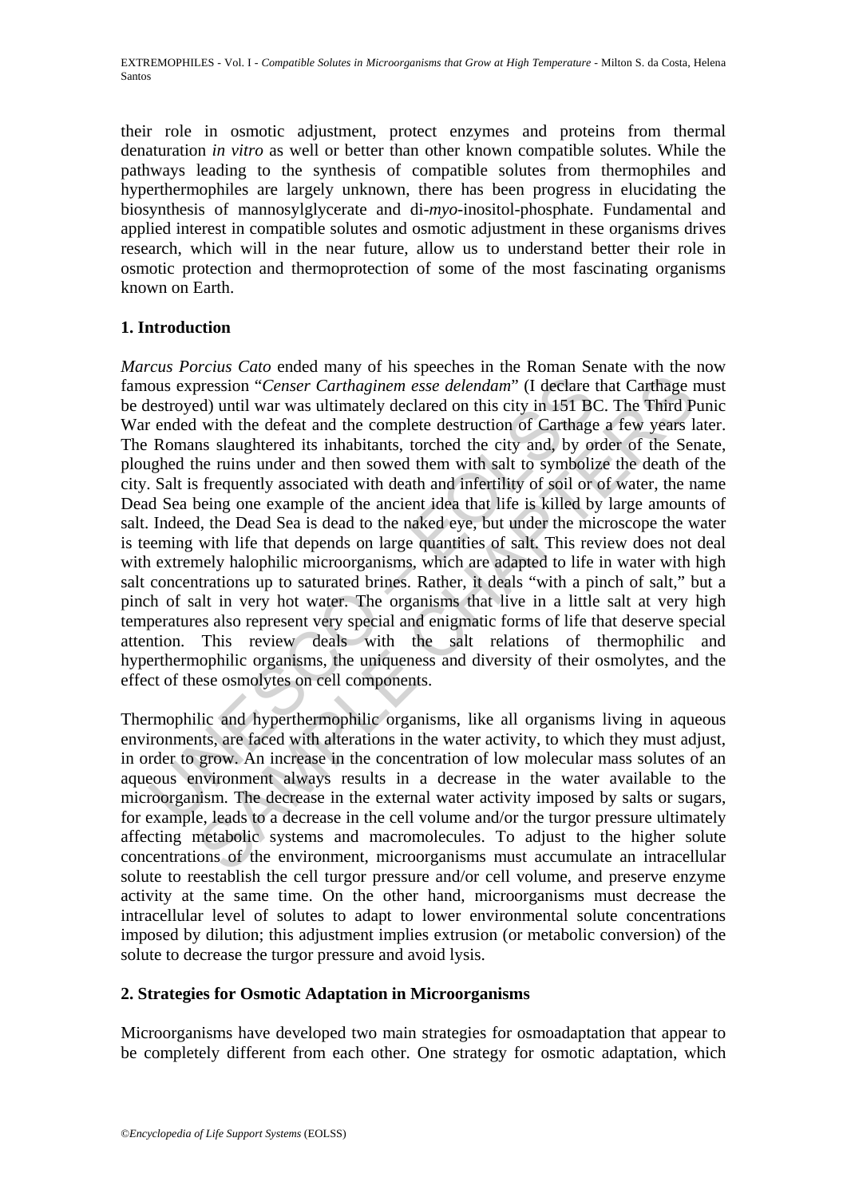their role in osmotic adjustment, protect enzymes and proteins from thermal denaturation *in vitro* as well or better than other known compatible solutes. While the pathways leading to the synthesis of compatible solutes from thermophiles and hyperthermophiles are largely unknown, there has been progress in elucidating the biosynthesis of mannosylglycerate and di-*myo*-inositol-phosphate. Fundamental and applied interest in compatible solutes and osmotic adjustment in these organisms drives research, which will in the near future, allow us to understand better their role in osmotic protection and thermoprotection of some of the most fascinating organisms known on Earth.

## 1. Introduction

*Marcus Porcius Cato* ended many of his speeches in the Roman Senate with the now famous expression "*Censer Carthaginem esse delendam*" (I declare that Carthage must be destroyed) until war was ultimately declared on this city in 151 BC. The Third Punic War ended with the defeat and the complete destruction of Carthage a few years later. The Romans slaughtered its inhabitants, torched the city and, by order of the Senate, ploughed the ruins under and then sowed them with salt to symbolize the death of the city. Salt is frequently associated with death and infertility of soil or of water, the name Dead Sea being one example of the ancient idea that life is killed by large amounts of salt. Indeed, the Dead Sea is dead to the naked eye, but under the microscope the water is teeming with life that depends on large quantities of salt. This review does not deal with extremely halophilic microorganisms, which are adapted to life in water with high salt concentrations up to saturated brines. Rather, it deals "with a pinch of salt," but a pinch of salt in very hot water. The organisms that live in a little salt at very high temperatures also represent very special and enigmatic forms of life that deserve special attention. This review deals with the salt relations of thermophilic and hyperthermophilic organisms, the uniqueness and diversity of their osmolytes, and the effect of these osmolytes on cell components.

Thermophilic and hyperthermophilic organisms, like all organisms living in aqueous environments, are faced with alterations in the water activity, to which they must adjust, in order to grow. An increase in the concentration of low molecular mass solutes of an aqueous environment always results in a decrease in the water available to the microorganism. The decrease in the external water activity imposed by salts or sugars, for example, leads to a decrease in the cell volume and/or the turgor pressure ultimately affecting metabolic systems and macromolecules. To adjust to the higher solute concentrations of the environment, microorganisms must accumulate an intracellular solute to reestablish the cell turgor pressure and/or cell volume, and preserve enzyme activity at the same time. On the other hand, microorganisms must decrease the intracellular level of solutes to adapt to lower environmental solute concentrations imposed by dilution; this adjustment implies extrusion (or metabolic conversion) of the solute to decrease the turgor pressure and avoid lysis.

## 2. Strategies for Osmotic Adaptation in Microorganisms

Microorganisms have developed two main strategies for osmoadaptation that appear to be completely different from each other. One strategy for osmotic adaptation, which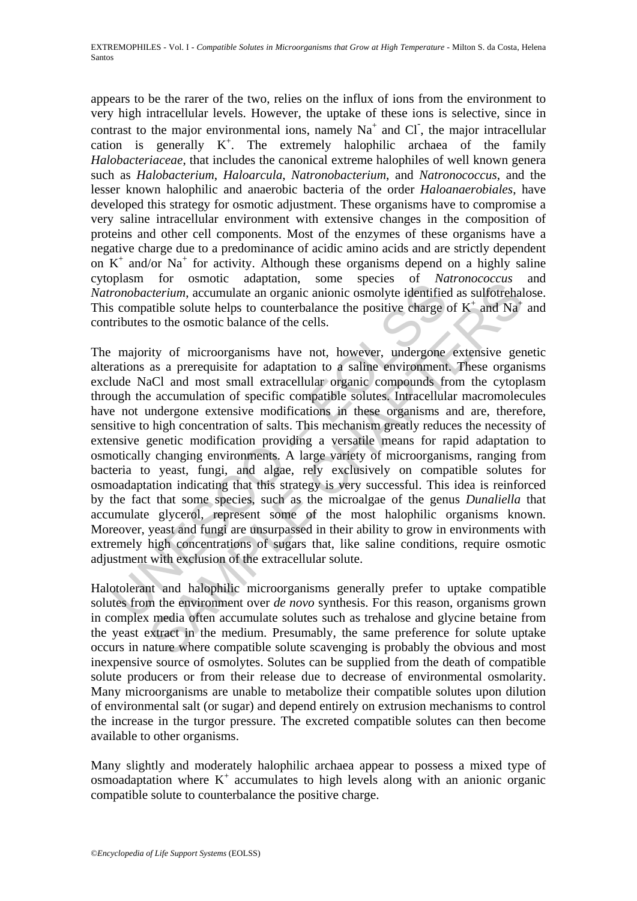appears to be the rarer of the two, relies on the influx of ions from the environment to very high intracellular levels. However, the uptake of these ions is selective, since in contrast to the major environmental ions, namely $Na^+$ and $Cl^-$, the major intracellular cation is generally $K^+$. The extremely halophilic archaea of the family *Halobacteriaceae*, that includes the canonical extreme halophiles of well known genera such as *Halobacterium*, *Haloarcula*, *Natronobacterium*, and *Natronococcus*, and the lesser known halophilic and anaerobic bacteria of the order *Haloanaerobiales*, have developed this strategy for osmotic adjustment. These organisms have to compromise a very saline intracellular environment with extensive changes in the composition of proteins and other cell components. Most of the enzymes of these organisms have a negative charge due to a predominance of acidic amino acids and are strictly dependent on $K^+$ and/or $Na^+$ for activity. Although these organisms depend on a highly saline cytoplasm for osmotic adaptation, some species of *Natronococcus* and *Natronobacterium*, accumulate an organic anionic osmolyte identified as sulfotrehalose. This compatible solute helps to counterbalance the positive charge of $K^+$ and $Na^+$ and contributes to the osmotic balance of the cells.

The majority of microorganisms have not, however, undergone extensive genetic alterations as a prerequisite for adaptation to a saline environment. These organisms exclude NaCl and most small extracellular organic compounds from the cytoplasm through the accumulation of specific compatible solutes. Intracellular macromolecules have not undergone extensive modifications in these organisms and are, therefore, sensitive to high concentration of salts. This mechanism greatly reduces the necessity of extensive genetic modification providing a versatile means for rapid adaptation to osmotically changing environments. A large variety of microorganisms, ranging from bacteria to yeast, fungi, and algae, rely exclusively on compatible solutes for osmoadaptation indicating that this strategy is very successful. This idea is reinforced by the fact that some species, such as the microalgae of the genus *Dunaliella* that accumulate glycerol, represent some of the most halophilic organisms known. Moreover, yeast and fungi are unsurpassed in their ability to grow in environments with extremely high concentrations of sugars that, like saline conditions, require osmotic adjustment with exclusion of the extracellular solute.

Halotolerant and halophilic microorganisms generally prefer to uptake compatible solutes from the environment over *de novo* synthesis. For this reason, organisms grown in complex media often accumulate solutes such as trehalose and glycine betaine from the yeast extract in the medium. Presumably, the same preference for solute uptake occurs in nature where compatible solute scavenging is probably the obvious and most inexpensive source of osmolytes. Solutes can be supplied from the death of compatible solute producers or from their release due to decrease of environmental osmolarity. Many microorganisms are unable to metabolize their compatible solutes upon dilution of environmental salt (or sugar) and depend entirely on extrusion mechanisms to control the increase in the turgor pressure. The excreted compatible solutes can then become available to other organisms.

Many slightly and moderately halophilic archaea appear to possess a mixed type of osmoadaptation where $K^+$ accumulates to high levels along with an anionic organic compatible solute to counterbalance the positive charge.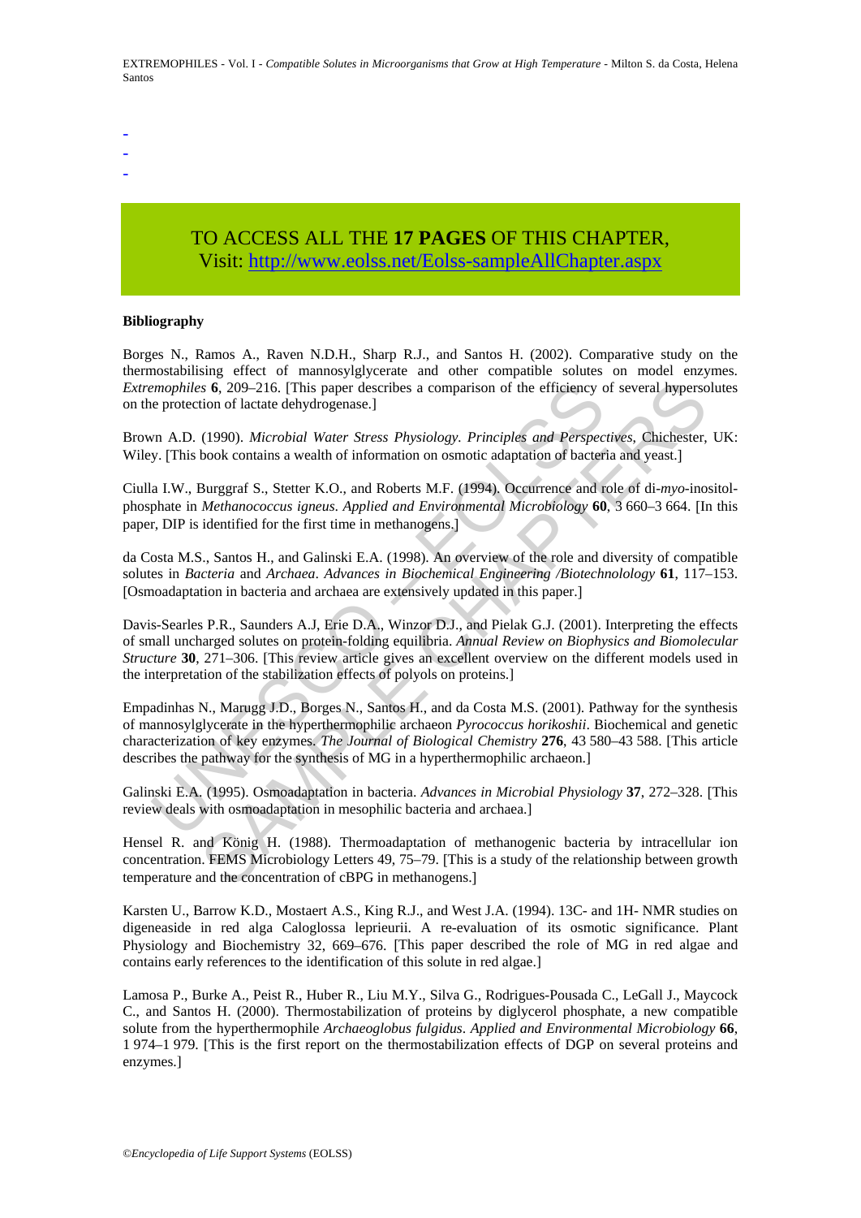-
-
-

TO ACCESS ALL THE **17 PAGES** OF THIS CHAPTER,
Visit: http://www.eolss.net/Eolss-sampleAllChapter.aspx

**Bibliography**

Borges N., Ramos A., Raven N.D.H., Sharp R.J., and Santos H. (2002). Comparative study on the thermostabilising effect of mannosylglycerate and other compatible solutes on model enzymes. *Extremophiles* **6**, 209–216. [This paper describes a comparison of the efficiency of several hypersolutes on the protection of lactate dehydrogenase.]

Brown A.D. (1990). *Microbial Water Stress Physiology. Principles and Perspectives*, Chichester, UK: Wiley. [This book contains a wealth of information on osmotic adaptation of bacteria and yeast.]

Ciulla I.W., Burggraf S., Stetter K.O., and Roberts M.F. (1994). Occurrence and role of di-*myo*-inositol-phosphate in *Methanococcus igneus*. *Applied and Environmental Microbiology* **60**, 3 660–3 664. [In this paper, DIP is identified for the first time in methanogens.]

da Costa M.S., Santos H., and Galinski E.A. (1998). An overview of the role and diversity of compatible solutes in *Bacteria* and *Archaea*. *Advances in Biochemical Engineering /Biotechnolology* **61**, 117–153. [Osmoadaptation in bacteria and archaea are extensively updated in this paper.]

Davis-Searles P.R., Saunders A.J, Erie D.A., Winzor D.J., and Pielak G.J. (2001). Interpreting the effects of small uncharged solutes on protein-folding equilibria. *Annual Review on Biophysics and Biomolecular Structure* **30**, 271–306. [This review article gives an excellent overview on the different models used in the interpretation of the stabilization effects of polyols on proteins.]

Empadinhas N., Marugg J.D., Borges N., Santos H., and da Costa M.S. (2001). Pathway for the synthesis of mannosylglycerate in the hyperthermophilic archaeon *Pyrococcus horikoshii*. Biochemical and genetic characterization of key enzymes. *The Journal of Biological Chemistry* **276**, 43 580–43 588. [This article describes the pathway for the synthesis of MG in a hyperthermophilic archaeon.]

Galinski E.A. (1995). Osmoadaptation in bacteria. *Advances in Microbial Physiology* **37**, 272–328. [This review deals with osmoadaptation in mesophilic bacteria and archaea.]

Hensel R. and König H. (1988). Thermoadaptation of methanogenic bacteria by intracellular ion concentration. FEMS Microbiology Letters 49, 75–79. [This is a study of the relationship between growth temperature and the concentration of cBPG in methanogens.]

Karsten U., Barrow K.D., Mostaert A.S., King R.J., and West J.A. (1994). 13C- and 1H- NMR studies on digeneaside in red alga Caloglossa leprieurii. A re-evaluation of its osmotic significance. Plant Physiology and Biochemistry 32, 669–676. [This paper described the role of MG in red algae and contains early references to the identification of this solute in red algae.]

Lamosa P., Burke A., Peist R., Huber R., Liu M.Y., Silva G., Rodrigues-Pousada C., LeGall J., Maycock C., and Santos H. (2000). Thermostabilization of proteins by diglycerol phosphate, a new compatible solute from the hyperthermophile *Archaeoglobus fulgidus*. *Applied and Environmental Microbiology* **66**, 1 974–1 979. [This is the first report on the thermostabilization effects of DGP on several proteins and enzymes.]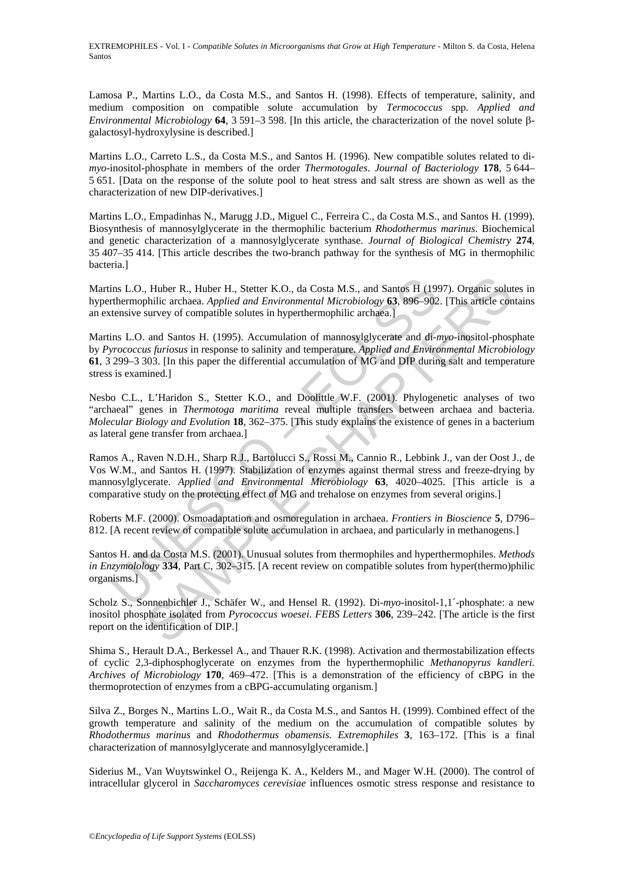Lamosa P., Martins L.O., da Costa M.S., and Santos H. (1998). Effects of temperature, salinity, and medium composition on compatible solute accumulation by *Termococcus* spp. *Applied and Environmental Microbiology* **64**, 3 591–3 598. [In this article, the characterization of the novel solute β-galactosyl-hydroxylysine is described.]

Martins L.O., Carreto L.S., da Costa M.S., and Santos H. (1996). New compatible solutes related to di-*myo*-inositol-phosphate in members of the order *Thermotogales*. *Journal of Bacteriology* **178**, 5 644–5 651. [Data on the response of the solute pool to heat stress and salt stress are shown as well as the characterization of new DIP-derivatives.]

Martins L.O., Empadinhas N., Marugg J.D., Miguel C., Ferreira C., da Costa M.S., and Santos H. (1999). Biosynthesis of mannosylglycerate in the thermophilic bacterium *Rhodothermus marinus*. Biochemical and genetic characterization of a mannosylglycerate synthase. *Journal of Biological Chemistry* **274**, 35 407–35 414. [This article describes the two-branch pathway for the synthesis of MG in thermophilic bacteria.]

Martins L.O., Huber R., Huber H., Stetter K.O., da Costa M.S., and Santos H (1997). Organic solutes in hyperthermophilic archaea. *Applied and Environmental Microbiology* **63**, 896–902. [This article contains an extensive survey of compatible solutes in hyperthermophilic archaea.]

Martins L.O. and Santos H. (1995). Accumulation of mannosylglycerate and di-*myo*-inositol-phosphate by *Pyrococcus furiosus* in response to salinity and temperature. *Applied and Environmental Microbiology* **61**, 3 299–3 303. [In this paper the differential accumulation of MG and DIP during salt and temperature stress is examined.]

Nesbo C.L., L'Haridon S., Stetter K.O., and Doolittle W.F. (2001). Phylogenetic analyses of two "archaeal" genes in *Thermotoga maritima* reveal multiple transfers between archaea and bacteria. *Molecular Biology and Evolution* **18**, 362–375. [This study explains the existence of genes in a bacterium as lateral gene transfer from archaea.]

Ramos A., Raven N.D.H., Sharp R.J., Bartolucci S., Rossi M., Cannio R., Lebbink J., van der Oost J., de Vos W.M., and Santos H. (1997). Stabilization of enzymes against thermal stress and freeze-drying by mannosylglycerate. *Applied and Environmental Microbiology* **63**, 4020–4025. [This article is a comparative study on the protecting effect of MG and trehalose on enzymes from several origins.]

Roberts M.F. (2000). Osmoadaptation and osmoregulation in archaea. *Frontiers in Bioscience* **5**, D796–812. [A recent review of compatible solute accumulation in archaea, and particularly in methanogens.]

Santos H. and da Costa M.S. (2001). Unusual solutes from thermophiles and hyperthermophiles. *Methods in Enzymolology* **334**, Part C, 302–315. [A recent review on compatible solutes from hyper(thermo)philic organisms.]

Scholz S., Sonnenbichler J., Schäfer W., and Hensel R. (1992). Di-*myo*-inositol-1,1´-phosphate: a new inositol phosphate isolated from *Pyrococcus woesei*. *FEBS Letters* **306**, 239–242. [The article is the first report on the identification of DIP.]

Shima S., Herault D.A., Berkessel A., and Thauer R.K. (1998). Activation and thermostabilization effects of cyclic 2,3-diphosphoglycerate on enzymes from the hyperthermophilic *Methanopyrus kandleri*. *Archives of Microbiology* **170**, 469–472. [This is a demonstration of the efficiency of cBPG in the thermoprotection of enzymes from a cBPG-accumulating organism.]

Silva Z., Borges N., Martins L.O., Wait R., da Costa M.S., and Santos H. (1999). Combined effect of the growth temperature and salinity of the medium on the accumulation of compatible solutes by *Rhodothermus marinus* and *Rhodothermus obamensis*. *Extremophiles* **3**, 163–172. [This is a final characterization of mannosylglycerate and mannosylglyceramide.]

Siderius M., Van Wuytswinkel O., Reijenga K. A., Kelders M., and Mager W.H. (2000). The control of intracellular glycerol in *Saccharomyces cerevisiae* influences osmotic stress response and resistance to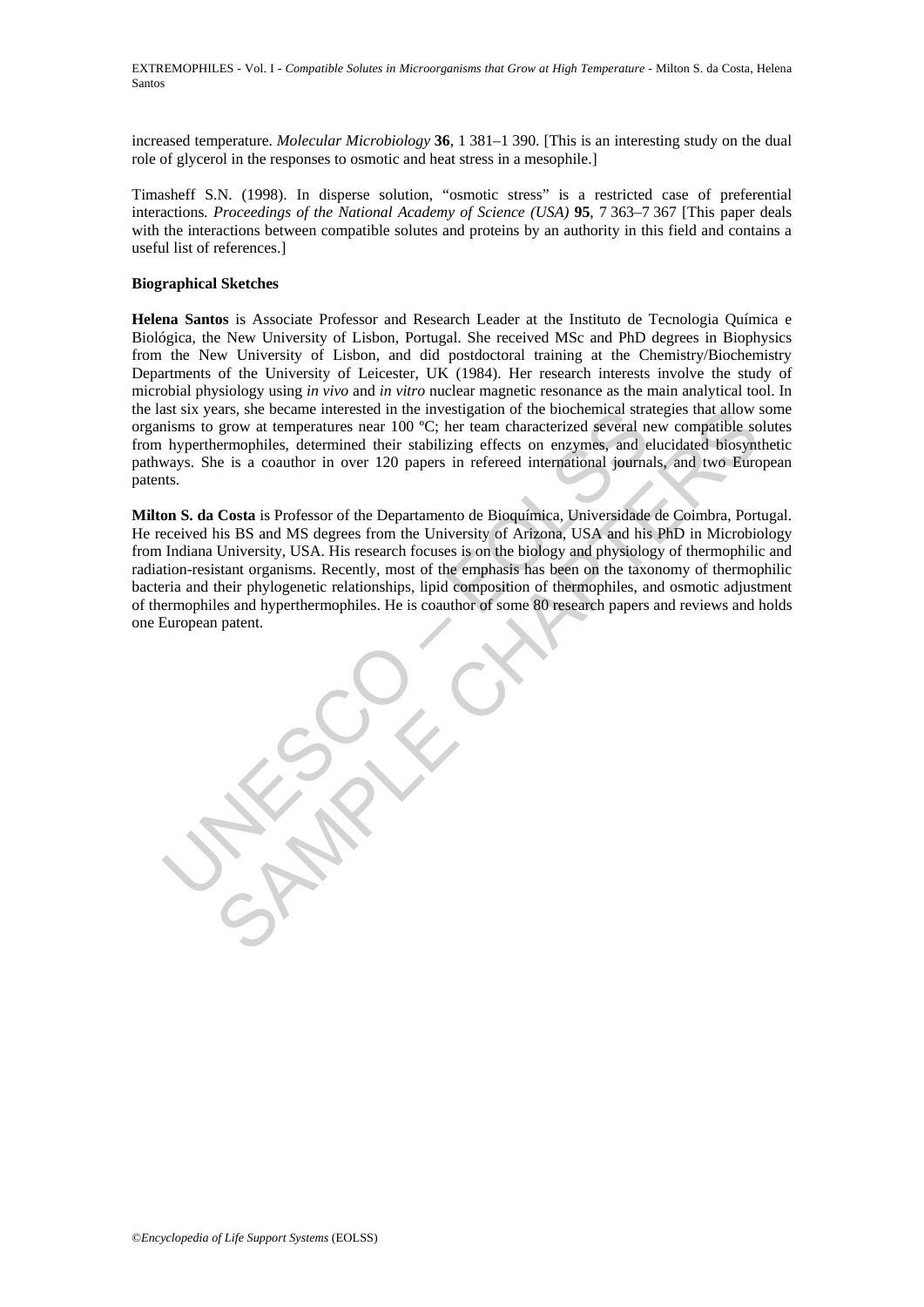increased temperature. *Molecular Microbiology* **36**, 1 381–1 390. [This is an interesting study on the dual role of glycerol in the responses to osmotic and heat stress in a mesophile.]

Timasheff S.N. (1998). In disperse solution, "osmotic stress" is a restricted case of preferential interactions. *Proceedings of the National Academy of Science (USA)* **95**, 7 363–7 367 [This paper deals with the interactions between compatible solutes and proteins by an authority in this field and contains a useful list of references.]

**Biographical Sketches**

**Helena Santos** is Associate Professor and Research Leader at the Instituto de Tecnologia Química e Biológica, the New University of Lisbon, Portugal. She received MSc and PhD degrees in Biophysics from the New University of Lisbon, and did postdoctoral training at the Chemistry/Biochemistry Departments of the University of Leicester, UK (1984). Her research interests involve the study of microbial physiology using *in vivo* and *in vitro* nuclear magnetic resonance as the main analytical tool. In the last six years, she became interested in the investigation of the biochemical strategies that allow some organisms to grow at temperatures near 100 ºC; her team characterized several new compatible solutes from hyperthermophiles, determined their stabilizing effects on enzymes, and elucidated biosynthetic pathways. She is a coauthor in over 120 papers in refereed international journals, and two European patents.

**Milton S. da Costa** is Professor of the Departamento de Bioquímica, Universidade de Coimbra, Portugal. He received his BS and MS degrees from the University of Arizona, USA and his PhD in Microbiology from Indiana University, USA. His research focuses is on the biology and physiology of thermophilic and radiation-resistant organisms. Recently, most of the emphasis has been on the taxonomy of thermophilic bacteria and their phylogenetic relationships, lipid composition of thermophiles, and osmotic adjustment of thermophiles and hyperthermophiles. He is coauthor of some 80 research papers and reviews and holds one European patent.